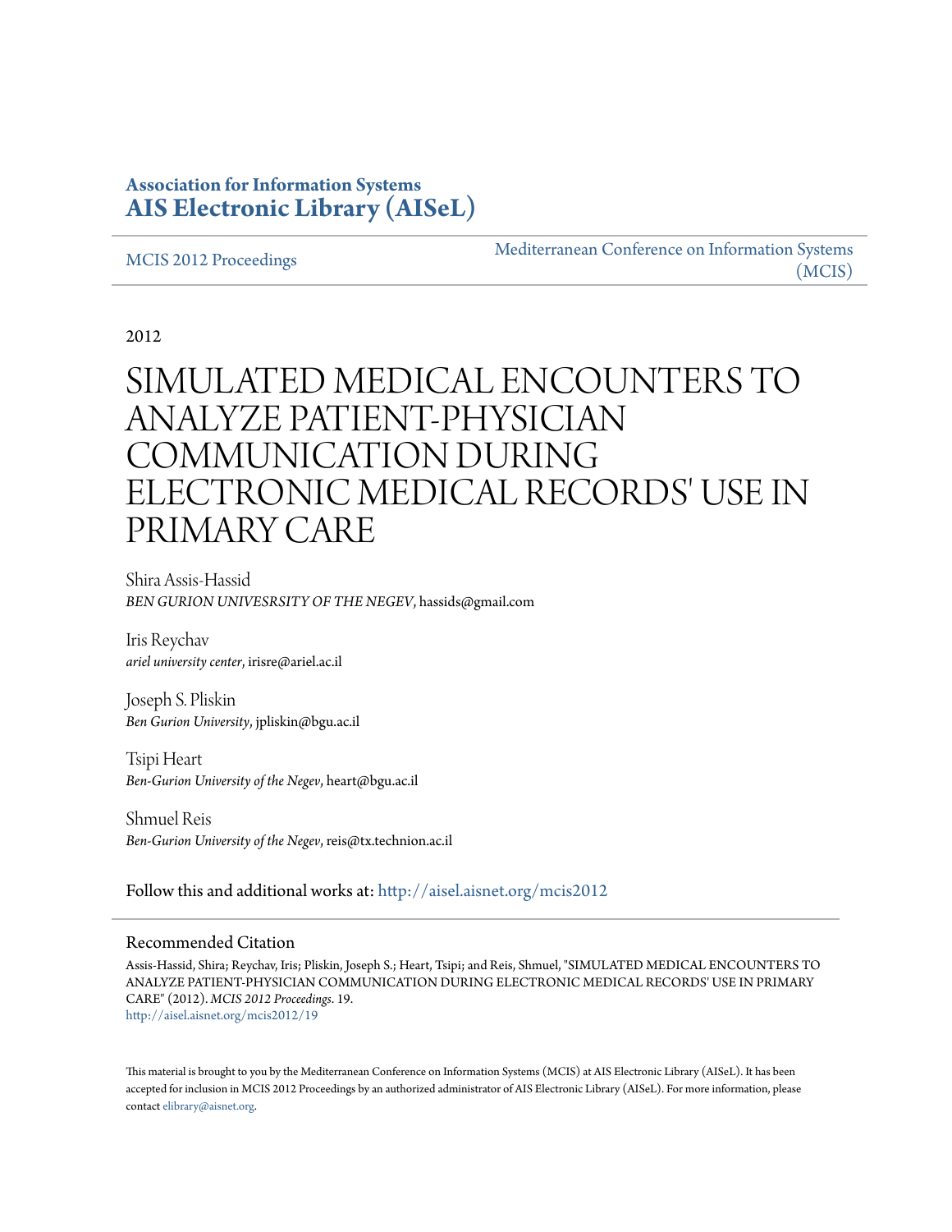**Association for Information Systems**
**[AIS Electronic Library (AISeL)](http://aisel.aisnet.org)**

[MCIS 2012 Proceedings](http://aisel.aisnet.org/mcis2012) | [Mediterranean Conference on Information Systems (MCIS)](http://aisel.aisnet.org/mcis)

2012

# SIMULATED MEDICAL ENCOUNTERS TO ANALYZE PATIENT-PHYSICIAN COMMUNICATION DURING ELECTRONIC MEDICAL RECORDS' USE IN PRIMARY CARE

Shira Assis-Hassid
*BEN GURION UNIVESRSITY OF THE NEGEV*, hassids@gmail.com

Iris Reychav
*ariel university center*, irisre@ariel.ac.il

Joseph S. Pliskin
*Ben Gurion University*, jpliskin@bgu.ac.il

Tsipi Heart
*Ben-Gurion University of the Negev*, heart@bgu.ac.il

Shmuel Reis
*Ben-Gurion University of the Negev*, reis@tx.technion.ac.il

Follow this and additional works at: http://aisel.aisnet.org/mcis2012

## Recommended Citation

Assis-Hassid, Shira; Reychav, Iris; Pliskin, Joseph S.; Heart, Tsipi; and Reis, Shmuel, "SIMULATED MEDICAL ENCOUNTERS TO ANALYZE PATIENT-PHYSICIAN COMMUNICATION DURING ELECTRONIC MEDICAL RECORDS' USE IN PRIMARY CARE" (2012). *MCIS 2012 Proceedings*. 19.
http://aisel.aisnet.org/mcis2012/19

This material is brought to you by the Mediterranean Conference on Information Systems (MCIS) at AIS Electronic Library (AISeL). It has been accepted for inclusion in MCIS 2012 Proceedings by an authorized administrator of AIS Electronic Library (AISeL). For more information, please contact elibrary@aisnet.org.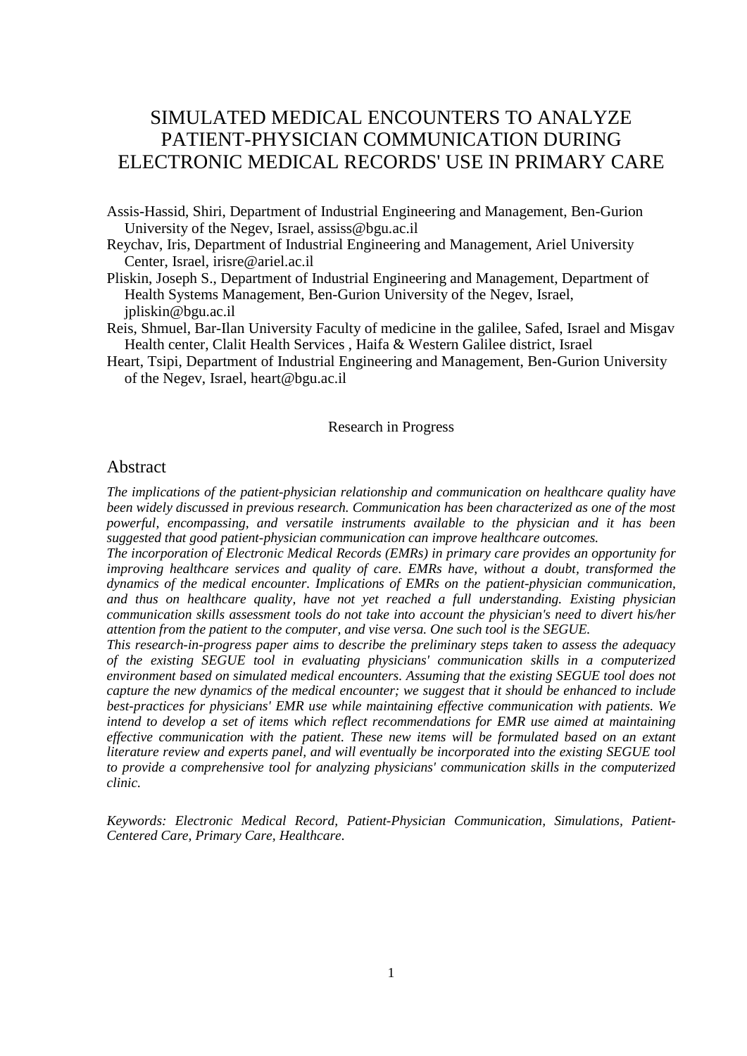# SIMULATED MEDICAL ENCOUNTERS TO ANALYZE PATIENT-PHYSICIAN COMMUNICATION DURING ELECTRONIC MEDICAL RECORDS' USE IN PRIMARY CARE

Assis-Hassid, Shiri, Department of Industrial Engineering and Management, Ben-Gurion University of the Negev, Israel, assiss@bgu.ac.il

Reychav, Iris, Department of Industrial Engineering and Management, Ariel University Center, Israel, irisre@ariel.ac.il

Pliskin, Joseph S., Department of Industrial Engineering and Management, Department of Health Systems Management, Ben-Gurion University of the Negev, Israel, jpliskin@bgu.ac.il

Reis, Shmuel, Bar-Ilan University Faculty of medicine in the galilee, Safed, Israel and Misgav Health center, Clalit Health Services , Haifa & Western Galilee district, Israel

Heart, Tsipi, Department of Industrial Engineering and Management, Ben-Gurion University of the Negev, Israel, heart@bgu.ac.il

Research in Progress

## Abstract

*The implications of the patient-physician relationship and communication on healthcare quality have been widely discussed in previous research. Communication has been characterized as one of the most powerful, encompassing, and versatile instruments available to the physician and it has been suggested that good patient-physician communication can improve healthcare outcomes.*

*The incorporation of Electronic Medical Records (EMRs) in primary care provides an opportunity for improving healthcare services and quality of care. EMRs have, without a doubt, transformed the dynamics of the medical encounter. Implications of EMRs on the patient-physician communication, and thus on healthcare quality, have not yet reached a full understanding. Existing physician communication skills assessment tools do not take into account the physician's need to divert his/her attention from the patient to the computer, and vise versa. One such tool is the SEGUE.*

*This research-in-progress paper aims to describe the preliminary steps taken to assess the adequacy of the existing SEGUE tool in evaluating physicians' communication skills in a computerized environment based on simulated medical encounters. Assuming that the existing SEGUE tool does not capture the new dynamics of the medical encounter; we suggest that it should be enhanced to include best-practices for physicians' EMR use while maintaining effective communication with patients. We intend to develop a set of items which reflect recommendations for EMR use aimed at maintaining effective communication with the patient. These new items will be formulated based on an extant literature review and experts panel, and will eventually be incorporated into the existing SEGUE tool to provide a comprehensive tool for analyzing physicians' communication skills in the computerized clinic.*

*Keywords: Electronic Medical Record, Patient-Physician Communication, Simulations, Patient-Centered Care, Primary Care, Healthcare.*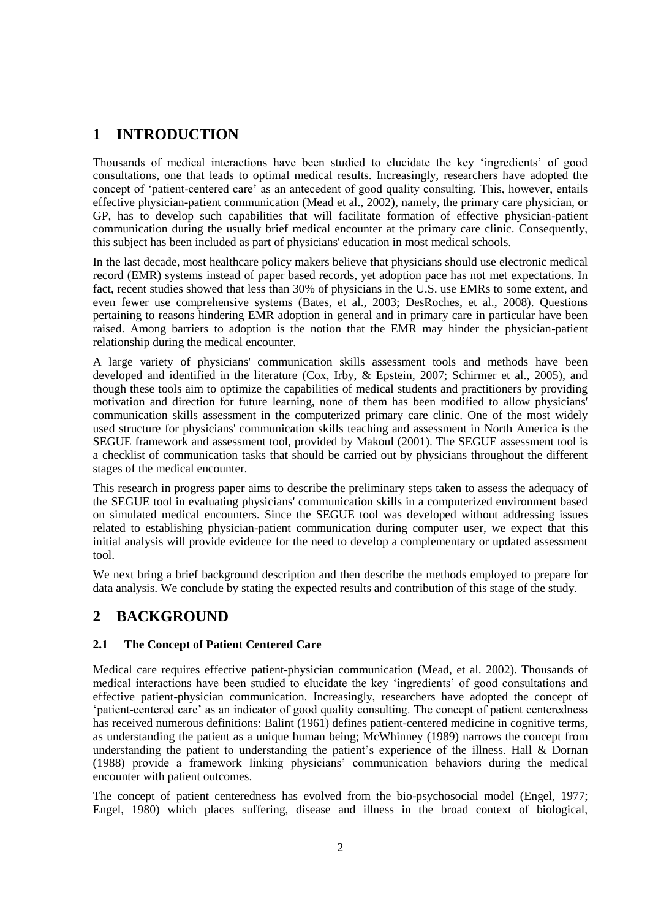# 1 INTRODUCTION

Thousands of medical interactions have been studied to elucidate the key 'ingredients' of good consultations, one that leads to optimal medical results. Increasingly, researchers have adopted the concept of 'patient-centered care' as an antecedent of good quality consulting. This, however, entails effective physician-patient communication (Mead et al., 2002), namely, the primary care physician, or GP, has to develop such capabilities that will facilitate formation of effective physician-patient communication during the usually brief medical encounter at the primary care clinic. Consequently, this subject has been included as part of physicians' education in most medical schools.

In the last decade, most healthcare policy makers believe that physicians should use electronic medical record (EMR) systems instead of paper based records, yet adoption pace has not met expectations. In fact, recent studies showed that less than 30% of physicians in the U.S. use EMRs to some extent, and even fewer use comprehensive systems (Bates, et al., 2003; DesRoches, et al., 2008). Questions pertaining to reasons hindering EMR adoption in general and in primary care in particular have been raised. Among barriers to adoption is the notion that the EMR may hinder the physician-patient relationship during the medical encounter.

A large variety of physicians' communication skills assessment tools and methods have been developed and identified in the literature (Cox, Irby, & Epstein, 2007; Schirmer et al., 2005), and though these tools aim to optimize the capabilities of medical students and practitioners by providing motivation and direction for future learning, none of them has been modified to allow physicians' communication skills assessment in the computerized primary care clinic. One of the most widely used structure for physicians' communication skills teaching and assessment in North America is the SEGUE framework and assessment tool, provided by Makoul (2001). The SEGUE assessment tool is a checklist of communication tasks that should be carried out by physicians throughout the different stages of the medical encounter.

This research in progress paper aims to describe the preliminary steps taken to assess the adequacy of the SEGUE tool in evaluating physicians' communication skills in a computerized environment based on simulated medical encounters. Since the SEGUE tool was developed without addressing issues related to establishing physician-patient communication during computer user, we expect that this initial analysis will provide evidence for the need to develop a complementary or updated assessment tool.

We next bring a brief background description and then describe the methods employed to prepare for data analysis. We conclude by stating the expected results and contribution of this stage of the study.

# 2 BACKGROUND

## 2.1 The Concept of Patient Centered Care

Medical care requires effective patient-physician communication (Mead, et al. 2002). Thousands of medical interactions have been studied to elucidate the key 'ingredients' of good consultations and effective patient-physician communication. Increasingly, researchers have adopted the concept of 'patient-centered care' as an indicator of good quality consulting. The concept of patient centeredness has received numerous definitions: Balint (1961) defines patient-centered medicine in cognitive terms, as understanding the patient as a unique human being; McWhinney (1989) narrows the concept from understanding the patient to understanding the patient's experience of the illness. Hall & Dornan (1988) provide a framework linking physicians' communication behaviors during the medical encounter with patient outcomes.

The concept of patient centeredness has evolved from the bio-psychosocial model (Engel, 1977; Engel, 1980) which places suffering, disease and illness in the broad context of biological,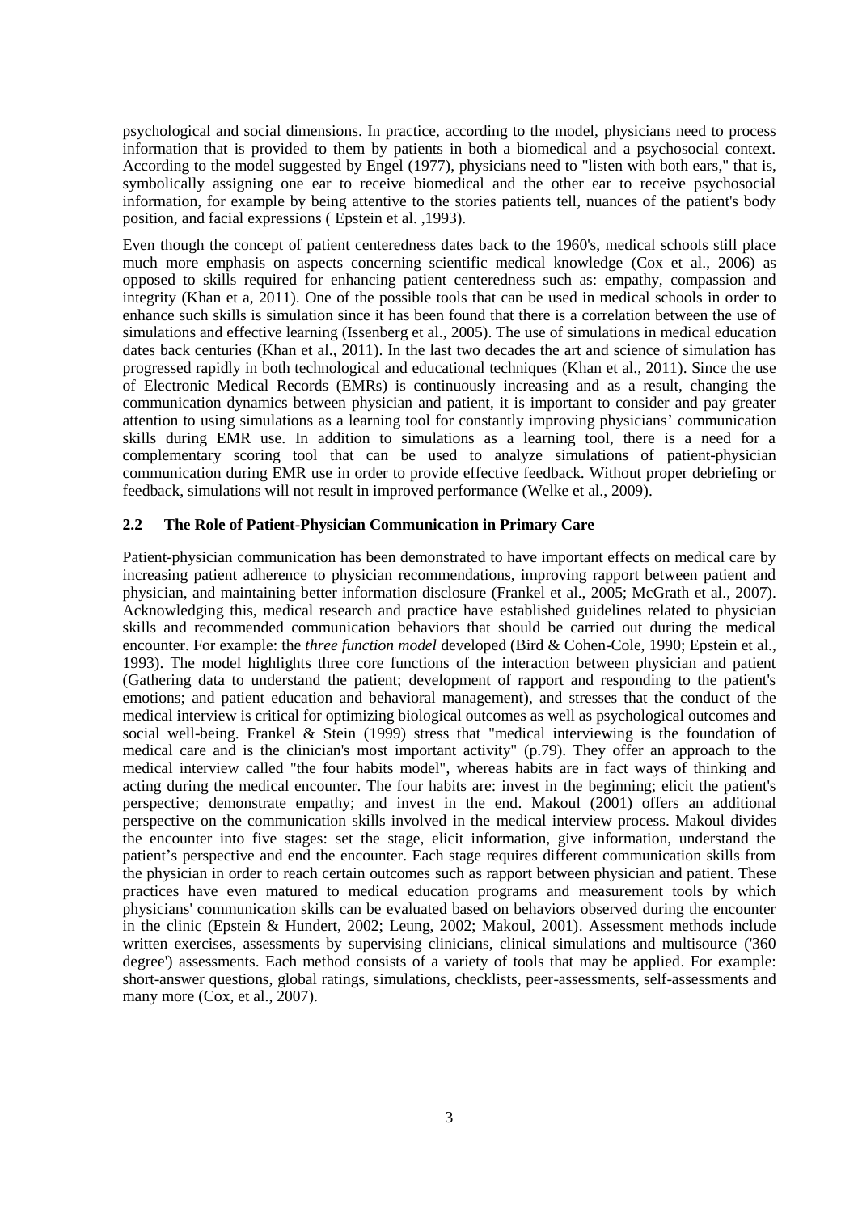psychological and social dimensions. In practice, according to the model, physicians need to process information that is provided to them by patients in both a biomedical and a psychosocial context. According to the model suggested by Engel (1977), physicians need to "listen with both ears," that is, symbolically assigning one ear to receive biomedical and the other ear to receive psychosocial information, for example by being attentive to the stories patients tell, nuances of the patient's body position, and facial expressions ( Epstein et al. ,1993).

Even though the concept of patient centeredness dates back to the 1960's, medical schools still place much more emphasis on aspects concerning scientific medical knowledge (Cox et al., 2006) as opposed to skills required for enhancing patient centeredness such as: empathy, compassion and integrity (Khan et a, 2011). One of the possible tools that can be used in medical schools in order to enhance such skills is simulation since it has been found that there is a correlation between the use of simulations and effective learning (Issenberg et al., 2005). The use of simulations in medical education dates back centuries (Khan et al., 2011). In the last two decades the art and science of simulation has progressed rapidly in both technological and educational techniques (Khan et al., 2011). Since the use of Electronic Medical Records (EMRs) is continuously increasing and as a result, changing the communication dynamics between physician and patient, it is important to consider and pay greater attention to using simulations as a learning tool for constantly improving physicians' communication skills during EMR use. In addition to simulations as a learning tool, there is a need for a complementary scoring tool that can be used to analyze simulations of patient-physician communication during EMR use in order to provide effective feedback. Without proper debriefing or feedback, simulations will not result in improved performance (Welke et al., 2009).

### 2.2 The Role of Patient-Physician Communication in Primary Care

Patient-physician communication has been demonstrated to have important effects on medical care by increasing patient adherence to physician recommendations, improving rapport between patient and physician, and maintaining better information disclosure (Frankel et al., 2005; McGrath et al., 2007). Acknowledging this, medical research and practice have established guidelines related to physician skills and recommended communication behaviors that should be carried out during the medical encounter. For example: the *three function model* developed (Bird & Cohen-Cole, 1990; Epstein et al., 1993). The model highlights three core functions of the interaction between physician and patient (Gathering data to understand the patient; development of rapport and responding to the patient's emotions; and patient education and behavioral management), and stresses that the conduct of the medical interview is critical for optimizing biological outcomes as well as psychological outcomes and social well-being. Frankel & Stein (1999) stress that "medical interviewing is the foundation of medical care and is the clinician's most important activity" (p.79). They offer an approach to the medical interview called "the four habits model", whereas habits are in fact ways of thinking and acting during the medical encounter. The four habits are: invest in the beginning; elicit the patient's perspective; demonstrate empathy; and invest in the end. Makoul (2001) offers an additional perspective on the communication skills involved in the medical interview process. Makoul divides the encounter into five stages: set the stage, elicit information, give information, understand the patient's perspective and end the encounter. Each stage requires different communication skills from the physician in order to reach certain outcomes such as rapport between physician and patient. These practices have even matured to medical education programs and measurement tools by which physicians' communication skills can be evaluated based on behaviors observed during the encounter in the clinic (Epstein & Hundert, 2002; Leung, 2002; Makoul, 2001). Assessment methods include written exercises, assessments by supervising clinicians, clinical simulations and multisource ('360 degree') assessments. Each method consists of a variety of tools that may be applied. For example: short-answer questions, global ratings, simulations, checklists, peer-assessments, self-assessments and many more (Cox, et al., 2007).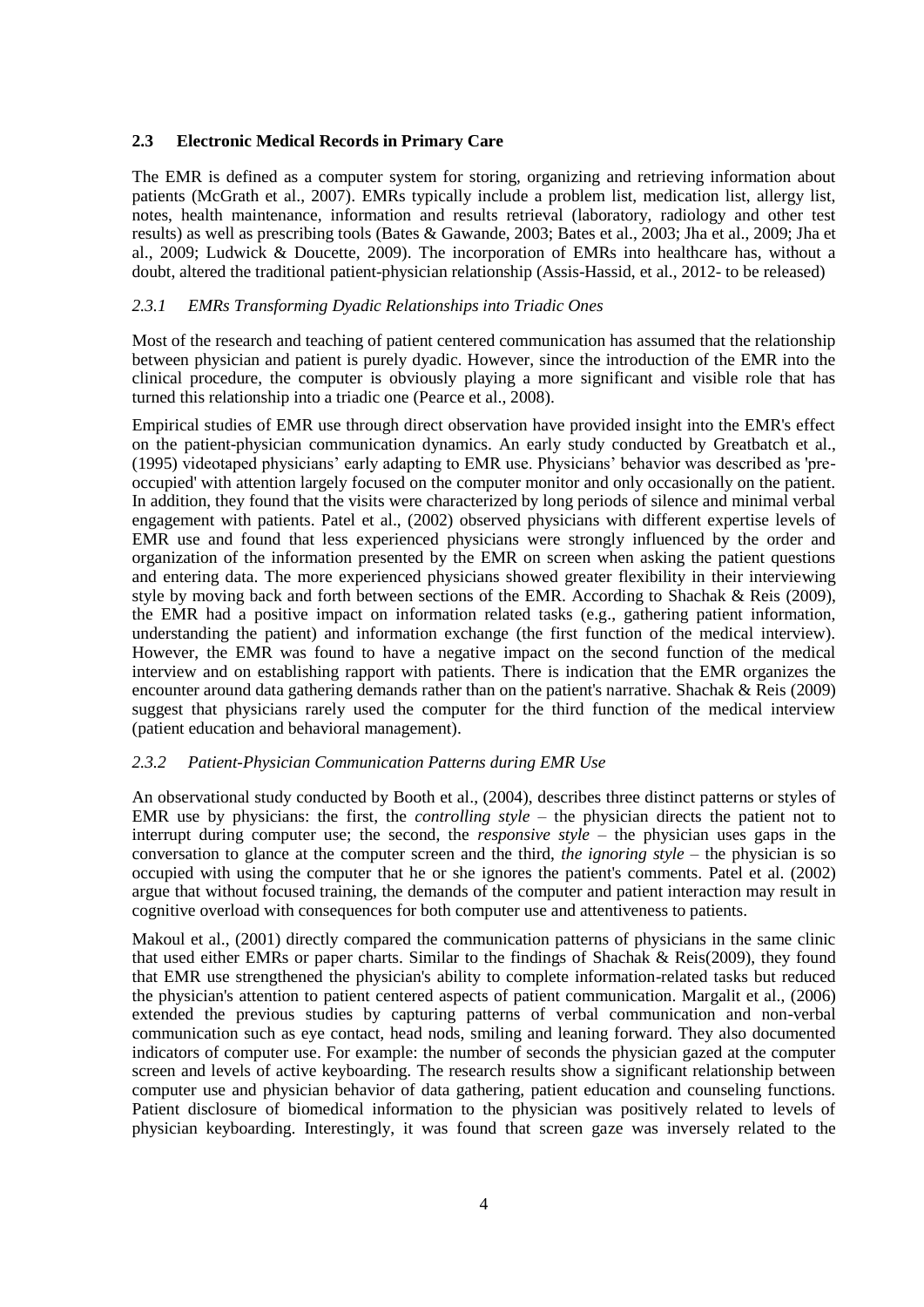## 2.3 Electronic Medical Records in Primary Care

The EMR is defined as a computer system for storing, organizing and retrieving information about patients (McGrath et al., 2007). EMRs typically include a problem list, medication list, allergy list, notes, health maintenance, information and results retrieval (laboratory, radiology and other test results) as well as prescribing tools (Bates & Gawande, 2003; Bates et al., 2003; Jha et al., 2009; Jha et al., 2009; Ludwick & Doucette, 2009). The incorporation of EMRs into healthcare has, without a doubt, altered the traditional patient-physician relationship (Assis-Hassid, et al., 2012- to be released)

### *2.3.1 EMRs Transforming Dyadic Relationships into Triadic Ones*

Most of the research and teaching of patient centered communication has assumed that the relationship between physician and patient is purely dyadic. However, since the introduction of the EMR into the clinical procedure, the computer is obviously playing a more significant and visible role that has turned this relationship into a triadic one (Pearce et al., 2008).

Empirical studies of EMR use through direct observation have provided insight into the EMR's effect on the patient-physician communication dynamics. An early study conducted by Greatbatch et al., (1995) videotaped physicians' early adapting to EMR use. Physicians' behavior was described as 'pre-occupied' with attention largely focused on the computer monitor and only occasionally on the patient. In addition, they found that the visits were characterized by long periods of silence and minimal verbal engagement with patients. Patel et al., (2002) observed physicians with different expertise levels of EMR use and found that less experienced physicians were strongly influenced by the order and organization of the information presented by the EMR on screen when asking the patient questions and entering data. The more experienced physicians showed greater flexibility in their interviewing style by moving back and forth between sections of the EMR. According to Shachak & Reis (2009), the EMR had a positive impact on information related tasks (e.g., gathering patient information, understanding the patient) and information exchange (the first function of the medical interview). However, the EMR was found to have a negative impact on the second function of the medical interview and on establishing rapport with patients. There is indication that the EMR organizes the encounter around data gathering demands rather than on the patient's narrative. Shachak & Reis (2009) suggest that physicians rarely used the computer for the third function of the medical interview (patient education and behavioral management).

### *2.3.2 Patient-Physician Communication Patterns during EMR Use*

An observational study conducted by Booth et al., (2004), describes three distinct patterns or styles of EMR use by physicians: the first, the *controlling style* – the physician directs the patient not to interrupt during computer use; the second, the *responsive style* – the physician uses gaps in the conversation to glance at the computer screen and the third, *the ignoring style* – the physician is so occupied with using the computer that he or she ignores the patient's comments. Patel et al. (2002) argue that without focused training, the demands of the computer and patient interaction may result in cognitive overload with consequences for both computer use and attentiveness to patients.

Makoul et al., (2001) directly compared the communication patterns of physicians in the same clinic that used either EMRs or paper charts. Similar to the findings of Shachak & Reis(2009), they found that EMR use strengthened the physician's ability to complete information-related tasks but reduced the physician's attention to patient centered aspects of patient communication. Margalit et al., (2006) extended the previous studies by capturing patterns of verbal communication and non-verbal communication such as eye contact, head nods, smiling and leaning forward. They also documented indicators of computer use. For example: the number of seconds the physician gazed at the computer screen and levels of active keyboarding. The research results show a significant relationship between computer use and physician behavior of data gathering, patient education and counseling functions. Patient disclosure of biomedical information to the physician was positively related to levels of physician keyboarding. Interestingly, it was found that screen gaze was inversely related to the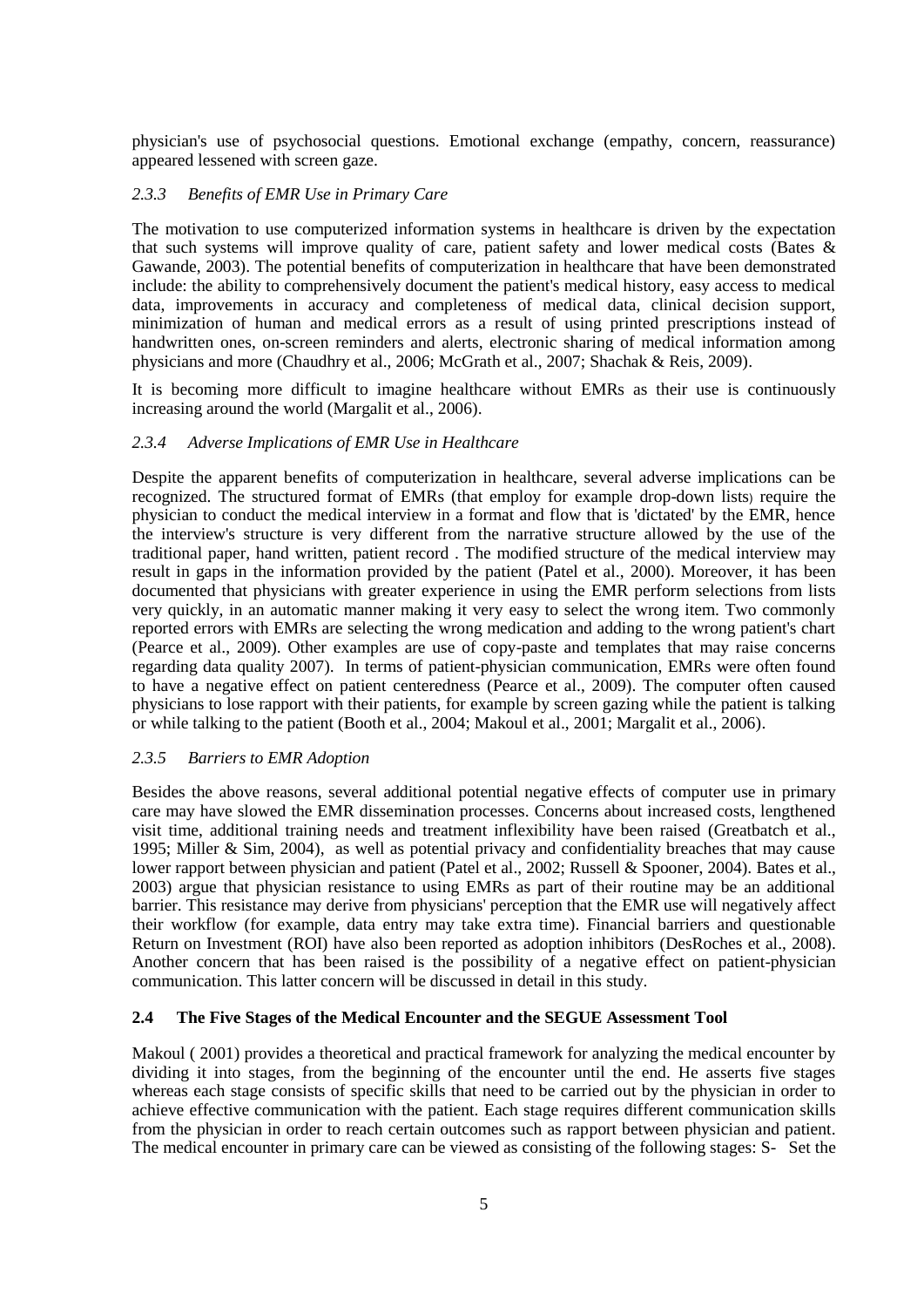physician's use of psychosocial questions. Emotional exchange (empathy, concern, reassurance) appeared lessened with screen gaze.

### *2.3.3 Benefits of EMR Use in Primary Care*

The motivation to use computerized information systems in healthcare is driven by the expectation that such systems will improve quality of care, patient safety and lower medical costs (Bates & Gawande, 2003). The potential benefits of computerization in healthcare that have been demonstrated include: the ability to comprehensively document the patient's medical history, easy access to medical data, improvements in accuracy and completeness of medical data, clinical decision support, minimization of human and medical errors as a result of using printed prescriptions instead of handwritten ones, on-screen reminders and alerts, electronic sharing of medical information among physicians and more (Chaudhry et al., 2006; McGrath et al., 2007; Shachak & Reis, 2009).

It is becoming more difficult to imagine healthcare without EMRs as their use is continuously increasing around the world (Margalit et al., 2006).

### *2.3.4 Adverse Implications of EMR Use in Healthcare*

Despite the apparent benefits of computerization in healthcare, several adverse implications can be recognized. The structured format of EMRs (that employ for example drop-down lists) require the physician to conduct the medical interview in a format and flow that is 'dictated' by the EMR, hence the interview's structure is very different from the narrative structure allowed by the use of the traditional paper, hand written, patient record . The modified structure of the medical interview may result in gaps in the information provided by the patient (Patel et al., 2000). Moreover, it has been documented that physicians with greater experience in using the EMR perform selections from lists very quickly, in an automatic manner making it very easy to select the wrong item. Two commonly reported errors with EMRs are selecting the wrong medication and adding to the wrong patient's chart (Pearce et al., 2009). Other examples are use of copy-paste and templates that may raise concerns regarding data quality 2007). In terms of patient-physician communication, EMRs were often found to have a negative effect on patient centeredness (Pearce et al., 2009). The computer often caused physicians to lose rapport with their patients, for example by screen gazing while the patient is talking or while talking to the patient (Booth et al., 2004; Makoul et al., 2001; Margalit et al., 2006).

### *2.3.5 Barriers to EMR Adoption*

Besides the above reasons, several additional potential negative effects of computer use in primary care may have slowed the EMR dissemination processes. Concerns about increased costs, lengthened visit time, additional training needs and treatment inflexibility have been raised (Greatbatch et al., 1995; Miller & Sim, 2004), as well as potential privacy and confidentiality breaches that may cause lower rapport between physician and patient (Patel et al., 2002; Russell & Spooner, 2004). Bates et al., 2003) argue that physician resistance to using EMRs as part of their routine may be an additional barrier. This resistance may derive from physicians' perception that the EMR use will negatively affect their workflow (for example, data entry may take extra time). Financial barriers and questionable Return on Investment (ROI) have also been reported as adoption inhibitors (DesRoches et al., 2008). Another concern that has been raised is the possibility of a negative effect on patient-physician communication. This latter concern will be discussed in detail in this study.

## 2.4 The Five Stages of the Medical Encounter and the SEGUE Assessment Tool

Makoul ( 2001) provides a theoretical and practical framework for analyzing the medical encounter by dividing it into stages, from the beginning of the encounter until the end. He asserts five stages whereas each stage consists of specific skills that need to be carried out by the physician in order to achieve effective communication with the patient. Each stage requires different communication skills from the physician in order to reach certain outcomes such as rapport between physician and patient. The medical encounter in primary care can be viewed as consisting of the following stages: S- Set the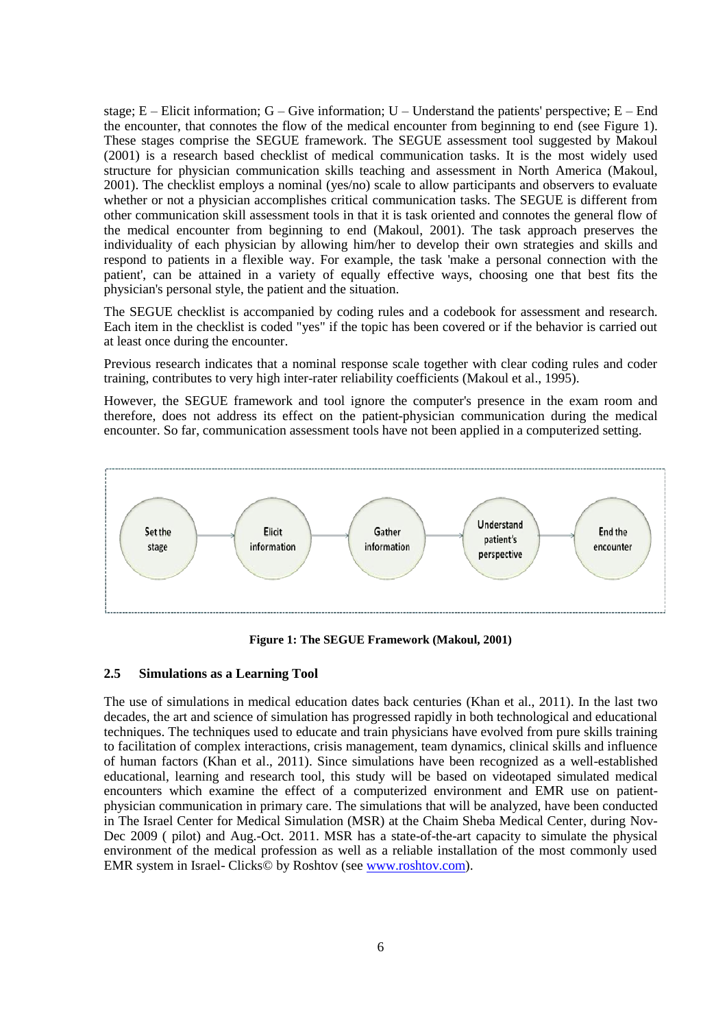stage; E – Elicit information; G – Give information; U – Understand the patients' perspective; E – End the encounter, that connotes the flow of the medical encounter from beginning to end (see Figure 1). These stages comprise the SEGUE framework. The SEGUE assessment tool suggested by Makoul (2001) is a research based checklist of medical communication tasks. It is the most widely used structure for physician communication skills teaching and assessment in North America (Makoul, 2001). The checklist employs a nominal (yes/no) scale to allow participants and observers to evaluate whether or not a physician accomplishes critical communication tasks. The SEGUE is different from other communication skill assessment tools in that it is task oriented and connotes the general flow of the medical encounter from beginning to end (Makoul, 2001). The task approach preserves the individuality of each physician by allowing him/her to develop their own strategies and skills and respond to patients in a flexible way. For example, the task 'make a personal connection with the patient', can be attained in a variety of equally effective ways, choosing one that best fits the physician's personal style, the patient and the situation.

The SEGUE checklist is accompanied by coding rules and a codebook for assessment and research. Each item in the checklist is coded "yes" if the topic has been covered or if the behavior is carried out at least once during the encounter.

Previous research indicates that a nominal response scale together with clear coding rules and coder training, contributes to very high inter-rater reliability coefficients (Makoul et al., 1995).

However, the SEGUE framework and tool ignore the computer's presence in the exam room and therefore, does not address its effect on the patient-physician communication during the medical encounter. So far, communication assessment tools have not been applied in a computerized setting.

Set the stage → Elicit information → Gather information → Understand patient's perspective → End the encounter

**Figure 1: The SEGUE Framework (Makoul, 2001)**

### 2.5 Simulations as a Learning Tool

The use of simulations in medical education dates back centuries (Khan et al., 2011). In the last two decades, the art and science of simulation has progressed rapidly in both technological and educational techniques. The techniques used to educate and train physicians have evolved from pure skills training to facilitation of complex interactions, crisis management, team dynamics, clinical skills and influence of human factors (Khan et al., 2011). Since simulations have been recognized as a well-established educational, learning and research tool, this study will be based on videotaped simulated medical encounters which examine the effect of a computerized environment and EMR use on patient-physician communication in primary care. The simulations that will be analyzed, have been conducted in The Israel Center for Medical Simulation (MSR) at the Chaim Sheba Medical Center, during Nov-Dec 2009 ( pilot) and Aug.-Oct. 2011. MSR has a state-of-the-art capacity to simulate the physical environment of the medical profession as well as a reliable installation of the most commonly used EMR system in Israel- Clicks© by Roshtov (see www.roshtov.com).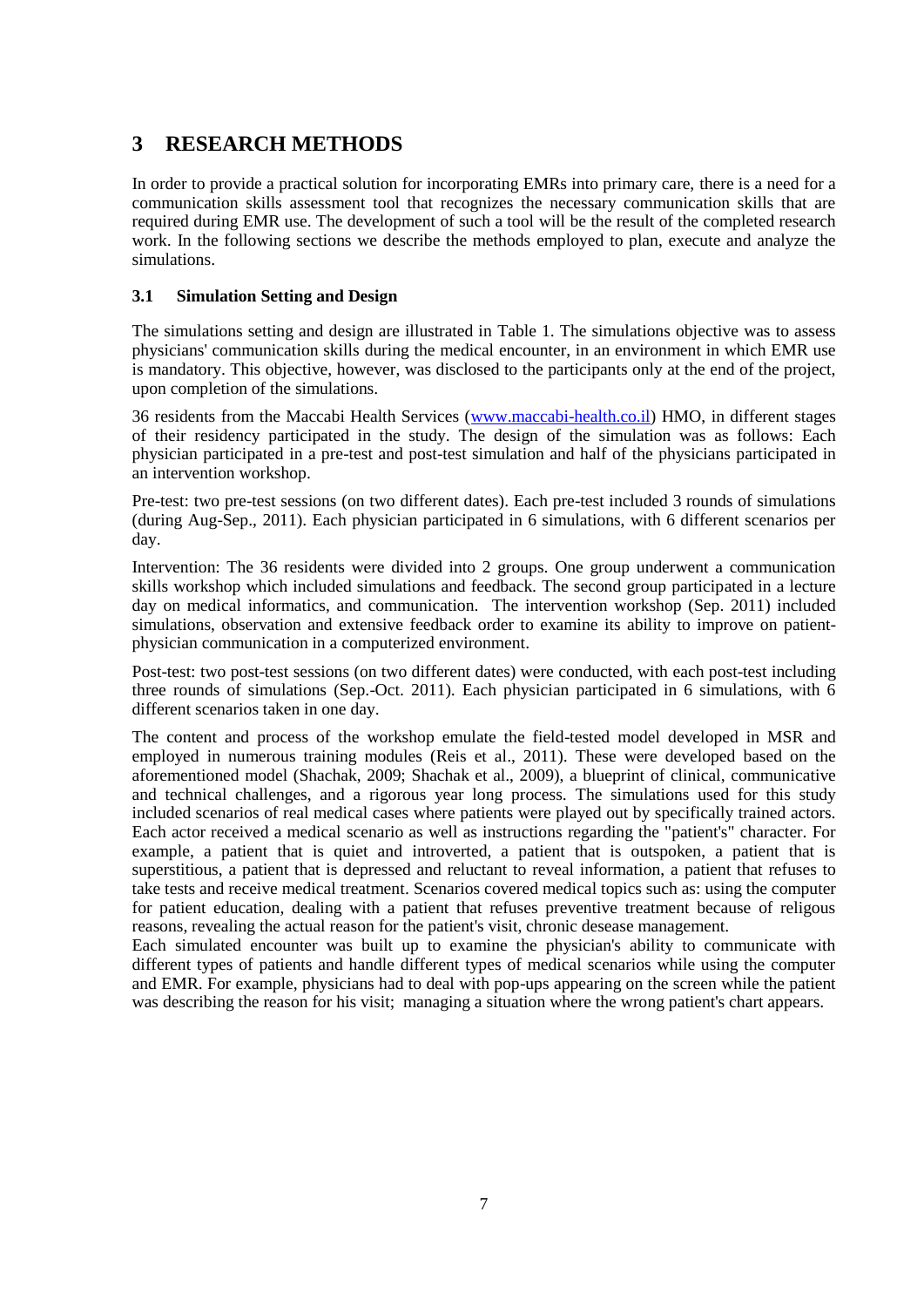# 3 RESEARCH METHODS

In order to provide a practical solution for incorporating EMRs into primary care, there is a need for a communication skills assessment tool that recognizes the necessary communication skills that are required during EMR use. The development of such a tool will be the result of the completed research work. In the following sections we describe the methods employed to plan, execute and analyze the simulations.

## 3.1 Simulation Setting and Design

The simulations setting and design are illustrated in Table 1. The simulations objective was to assess physicians' communication skills during the medical encounter, in an environment in which EMR use is mandatory. This objective, however, was disclosed to the participants only at the end of the project, upon completion of the simulations.

36 residents from the Maccabi Health Services ([www.maccabi-health.co.il](www.maccabi-health.co.il)) HMO, in different stages of their residency participated in the study. The design of the simulation was as follows: Each physician participated in a pre-test and post-test simulation and half of the physicians participated in an intervention workshop.

Pre-test: two pre-test sessions (on two different dates). Each pre-test included 3 rounds of simulations (during Aug-Sep., 2011). Each physician participated in 6 simulations, with 6 different scenarios per day.

Intervention: The 36 residents were divided into 2 groups. One group underwent a communication skills workshop which included simulations and feedback. The second group participated in a lecture day on medical informatics, and communication. The intervention workshop (Sep. 2011) included simulations, observation and extensive feedback order to examine its ability to improve on patient-physician communication in a computerized environment.

Post-test: two post-test sessions (on two different dates) were conducted, with each post-test including three rounds of simulations (Sep.-Oct. 2011). Each physician participated in 6 simulations, with 6 different scenarios taken in one day.

The content and process of the workshop emulate the field-tested model developed in MSR and employed in numerous training modules (Reis et al., 2011). These were developed based on the aforementioned model (Shachak, 2009; Shachak et al., 2009), a blueprint of clinical, communicative and technical challenges, and a rigorous year long process. The simulations used for this study included scenarios of real medical cases where patients were played out by specifically trained actors. Each actor received a medical scenario as well as instructions regarding the "patient's" character. For example, a patient that is quiet and introverted, a patient that is outspoken, a patient that is superstitious, a patient that is depressed and reluctant to reveal information, a patient that refuses to take tests and receive medical treatment. Scenarios covered medical topics such as: using the computer for patient education, dealing with a patient that refuses preventive treatment because of religous reasons, revealing the actual reason for the patient's visit, chronic desease management.

Each simulated encounter was built up to examine the physician's ability to communicate with different types of patients and handle different types of medical scenarios while using the computer and EMR. For example, physicians had to deal with pop-ups appearing on the screen while the patient was describing the reason for his visit; managing a situation where the wrong patient's chart appears.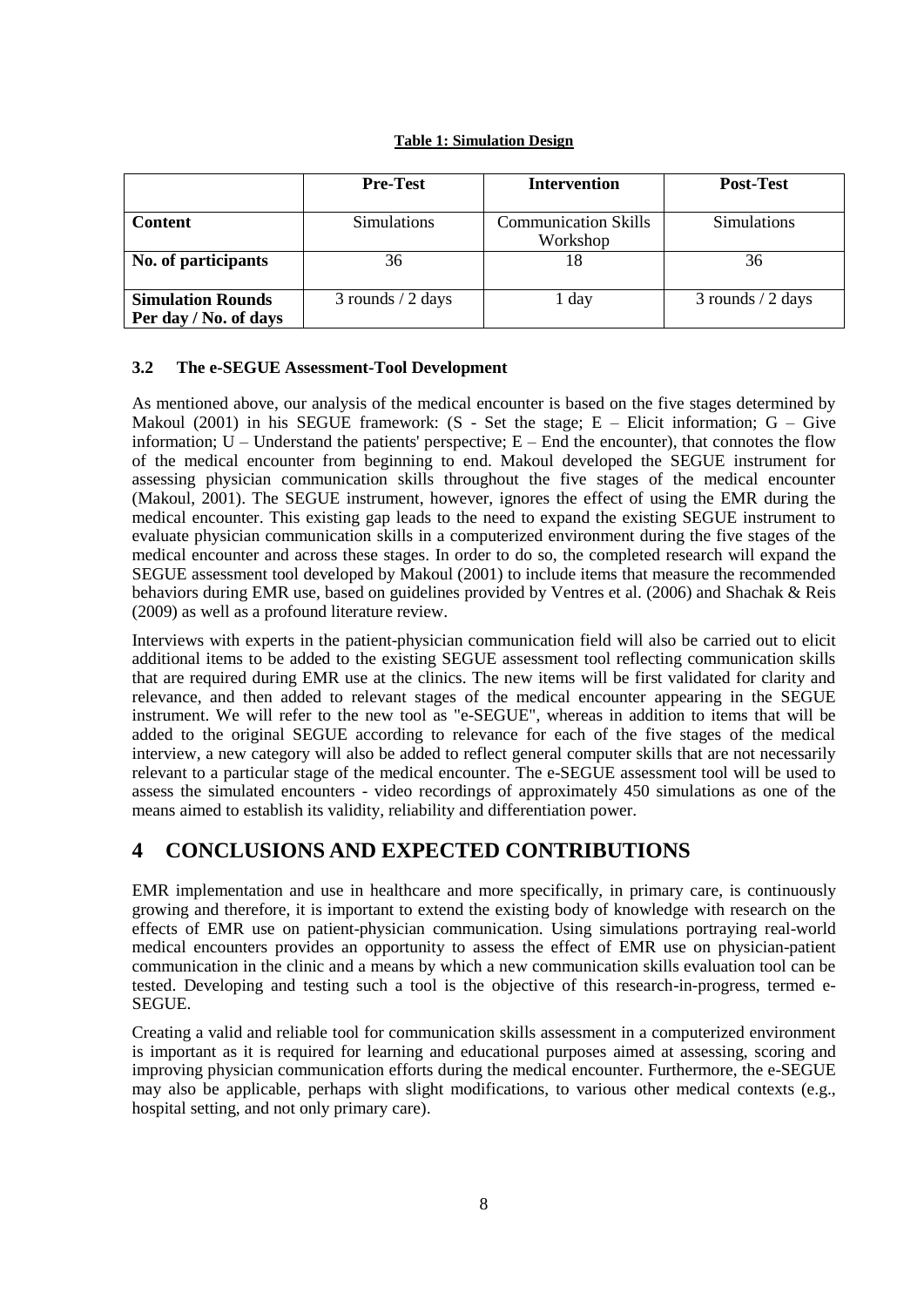**Table 1: Simulation Design**

| | Pre-Test | Intervention | Post-Test |
|---|---|---|---|
| **Content** | Simulations | Communication Skills Workshop | Simulations |
| **No. of participants** | 36 | 18 | 36 |
| **Simulation Rounds Per day / No. of days** | 3 rounds / 2 days | 1 day | 3 rounds / 2 days |

### 3.2 The e-SEGUE Assessment-Tool Development

As mentioned above, our analysis of the medical encounter is based on the five stages determined by Makoul (2001) in his SEGUE framework: (S - Set the stage; E – Elicit information; G – Give information; U – Understand the patients' perspective; E – End the encounter), that connotes the flow of the medical encounter from beginning to end. Makoul developed the SEGUE instrument for assessing physician communication skills throughout the five stages of the medical encounter (Makoul, 2001). The SEGUE instrument, however, ignores the effect of using the EMR during the medical encounter. This existing gap leads to the need to expand the existing SEGUE instrument to evaluate physician communication skills in a computerized environment during the five stages of the medical encounter and across these stages. In order to do so, the completed research will expand the SEGUE assessment tool developed by Makoul (2001) to include items that measure the recommended behaviors during EMR use, based on guidelines provided by Ventres et al. (2006) and Shachak & Reis (2009) as well as a profound literature review.

Interviews with experts in the patient-physician communication field will also be carried out to elicit additional items to be added to the existing SEGUE assessment tool reflecting communication skills that are required during EMR use at the clinics. The new items will be first validated for clarity and relevance, and then added to relevant stages of the medical encounter appearing in the SEGUE instrument. We will refer to the new tool as "e-SEGUE", whereas in addition to items that will be added to the original SEGUE according to relevance for each of the five stages of the medical interview, a new category will also be added to reflect general computer skills that are not necessarily relevant to a particular stage of the medical encounter. The e-SEGUE assessment tool will be used to assess the simulated encounters - video recordings of approximately 450 simulations as one of the means aimed to establish its validity, reliability and differentiation power.

# 4 CONCLUSIONS AND EXPECTED CONTRIBUTIONS

EMR implementation and use in healthcare and more specifically, in primary care, is continuously growing and therefore, it is important to extend the existing body of knowledge with research on the effects of EMR use on patient-physician communication. Using simulations portraying real-world medical encounters provides an opportunity to assess the effect of EMR use on physician-patient communication in the clinic and a means by which a new communication skills evaluation tool can be tested. Developing and testing such a tool is the objective of this research-in-progress, termed e-SEGUE.

Creating a valid and reliable tool for communication skills assessment in a computerized environment is important as it is required for learning and educational purposes aimed at assessing, scoring and improving physician communication efforts during the medical encounter. Furthermore, the e-SEGUE may also be applicable, perhaps with slight modifications, to various other medical contexts (e.g., hospital setting, and not only primary care).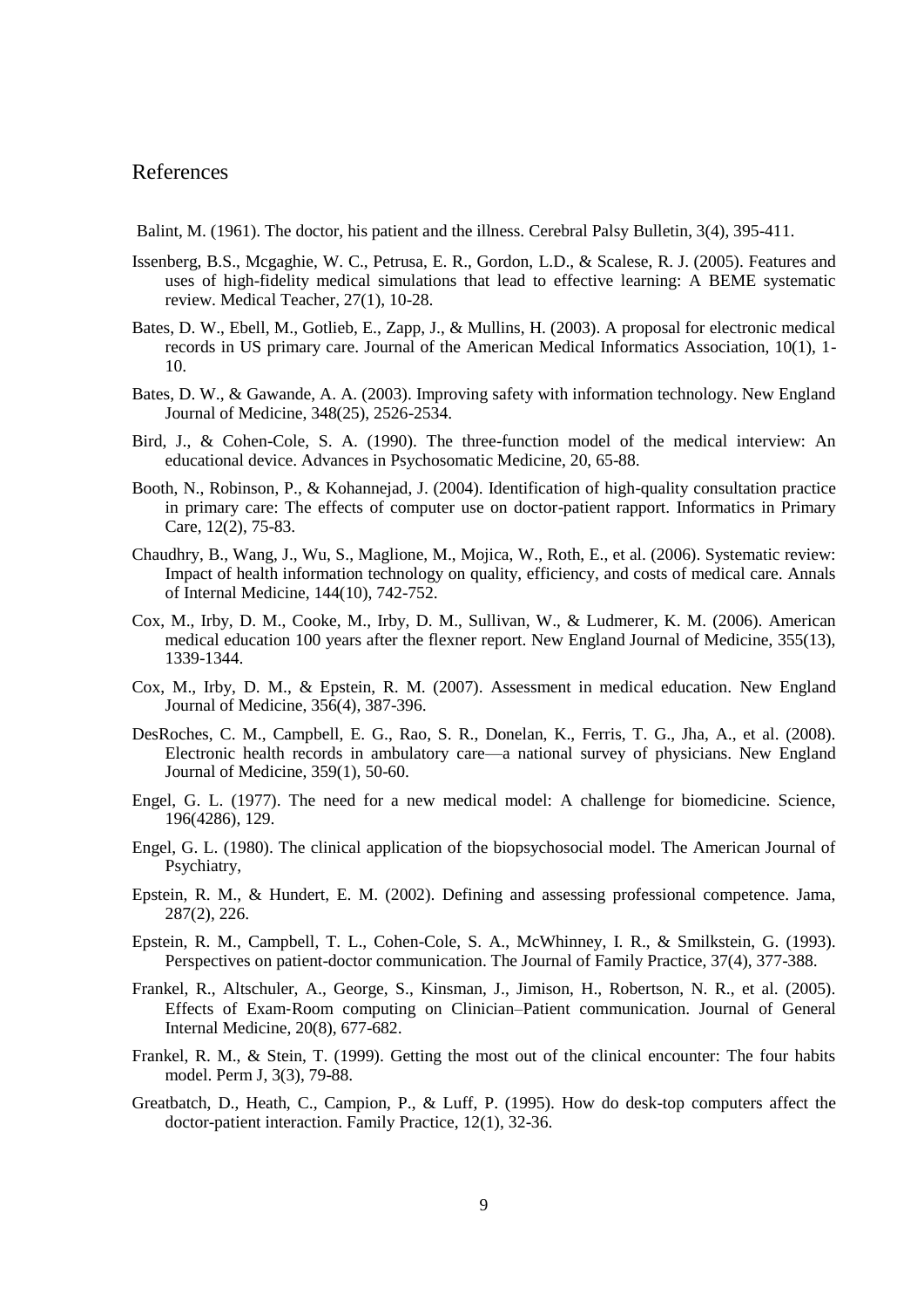# References

Balint, M. (1961). The doctor, his patient and the illness. Cerebral Palsy Bulletin, 3(4), 395-411.

Issenberg, B.S., Mcgaghie, W. C., Petrusa, E. R., Gordon, L.D., & Scalese, R. J. (2005). Features and uses of high-fidelity medical simulations that lead to effective learning: A BEME systematic review. Medical Teacher, 27(1), 10-28.

Bates, D. W., Ebell, M., Gotlieb, E., Zapp, J., & Mullins, H. (2003). A proposal for electronic medical records in US primary care. Journal of the American Medical Informatics Association, 10(1), 1-10.

Bates, D. W., & Gawande, A. A. (2003). Improving safety with information technology. New England Journal of Medicine, 348(25), 2526-2534.

Bird, J., & Cohen-Cole, S. A. (1990). The three-function model of the medical interview: An educational device. Advances in Psychosomatic Medicine, 20, 65-88.

Booth, N., Robinson, P., & Kohannejad, J. (2004). Identification of high-quality consultation practice in primary care: The effects of computer use on doctor-patient rapport. Informatics in Primary Care, 12(2), 75-83.

Chaudhry, B., Wang, J., Wu, S., Maglione, M., Mojica, W., Roth, E., et al. (2006). Systematic review: Impact of health information technology on quality, efficiency, and costs of medical care. Annals of Internal Medicine, 144(10), 742-752.

Cox, M., Irby, D. M., Cooke, M., Irby, D. M., Sullivan, W., & Ludmerer, K. M. (2006). American medical education 100 years after the flexner report. New England Journal of Medicine, 355(13), 1339-1344.

Cox, M., Irby, D. M., & Epstein, R. M. (2007). Assessment in medical education. New England Journal of Medicine, 356(4), 387-396.

DesRoches, C. M., Campbell, E. G., Rao, S. R., Donelan, K., Ferris, T. G., Jha, A., et al. (2008). Electronic health records in ambulatory care—a national survey of physicians. New England Journal of Medicine, 359(1), 50-60.

Engel, G. L. (1977). The need for a new medical model: A challenge for biomedicine. Science, 196(4286), 129.

Engel, G. L. (1980). The clinical application of the biopsychosocial model. The American Journal of Psychiatry,

Epstein, R. M., & Hundert, E. M. (2002). Defining and assessing professional competence. Jama, 287(2), 226.

Epstein, R. M., Campbell, T. L., Cohen-Cole, S. A., McWhinney, I. R., & Smilkstein, G. (1993). Perspectives on patient-doctor communication. The Journal of Family Practice, 37(4), 377-388.

Frankel, R., Altschuler, A., George, S., Kinsman, J., Jimison, H., Robertson, N. R., et al. (2005). Effects of Exam-Room computing on Clinician–Patient communication. Journal of General Internal Medicine, 20(8), 677-682.

Frankel, R. M., & Stein, T. (1999). Getting the most out of the clinical encounter: The four habits model. Perm J, 3(3), 79-88.

Greatbatch, D., Heath, C., Campion, P., & Luff, P. (1995). How do desk-top computers affect the doctor-patient interaction. Family Practice, 12(1), 32-36.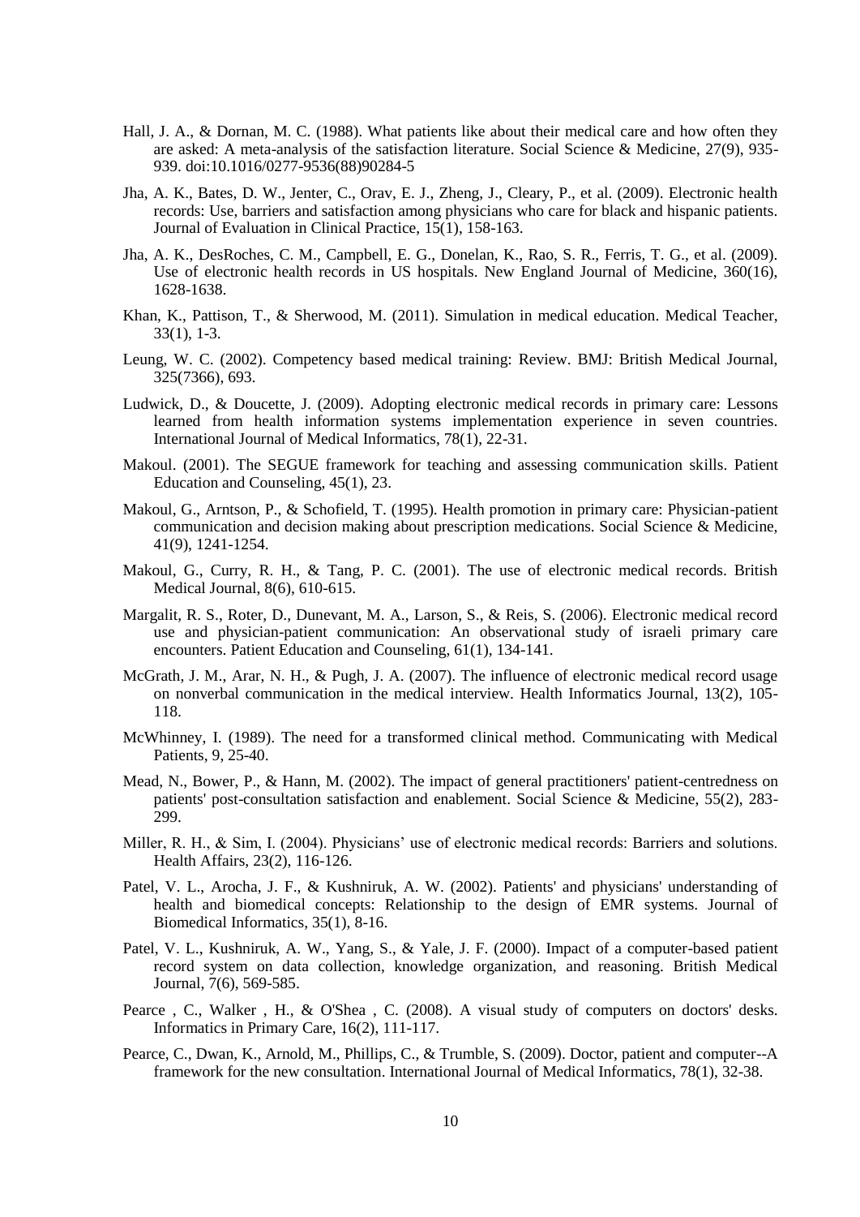Hall, J. A., & Dornan, M. C. (1988). What patients like about their medical care and how often they are asked: A meta-analysis of the satisfaction literature. Social Science & Medicine, 27(9), 935-939. doi:10.1016/0277-9536(88)90284-5

Jha, A. K., Bates, D. W., Jenter, C., Orav, E. J., Zheng, J., Cleary, P., et al. (2009). Electronic health records: Use, barriers and satisfaction among physicians who care for black and hispanic patients. Journal of Evaluation in Clinical Practice, 15(1), 158-163.

Jha, A. K., DesRoches, C. M., Campbell, E. G., Donelan, K., Rao, S. R., Ferris, T. G., et al. (2009). Use of electronic health records in US hospitals. New England Journal of Medicine, 360(16), 1628-1638.

Khan, K., Pattison, T., & Sherwood, M. (2011). Simulation in medical education. Medical Teacher, 33(1), 1-3.

Leung, W. C. (2002). Competency based medical training: Review. BMJ: British Medical Journal, 325(7366), 693.

Ludwick, D., & Doucette, J. (2009). Adopting electronic medical records in primary care: Lessons learned from health information systems implementation experience in seven countries. International Journal of Medical Informatics, 78(1), 22-31.

Makoul. (2001). The SEGUE framework for teaching and assessing communication skills. Patient Education and Counseling, 45(1), 23.

Makoul, G., Arntson, P., & Schofield, T. (1995). Health promotion in primary care: Physician-patient communication and decision making about prescription medications. Social Science & Medicine, 41(9), 1241-1254.

Makoul, G., Curry, R. H., & Tang, P. C. (2001). The use of electronic medical records. British Medical Journal, 8(6), 610-615.

Margalit, R. S., Roter, D., Dunevant, M. A., Larson, S., & Reis, S. (2006). Electronic medical record use and physician-patient communication: An observational study of israeli primary care encounters. Patient Education and Counseling, 61(1), 134-141.

McGrath, J. M., Arar, N. H., & Pugh, J. A. (2007). The influence of electronic medical record usage on nonverbal communication in the medical interview. Health Informatics Journal, 13(2), 105-118.

McWhinney, I. (1989). The need for a transformed clinical method. Communicating with Medical Patients, 9, 25-40.

Mead, N., Bower, P., & Hann, M. (2002). The impact of general practitioners' patient-centredness on patients' post-consultation satisfaction and enablement. Social Science & Medicine, 55(2), 283-299.

Miller, R. H., & Sim, I. (2004). Physicians' use of electronic medical records: Barriers and solutions. Health Affairs, 23(2), 116-126.

Patel, V. L., Arocha, J. F., & Kushniruk, A. W. (2002). Patients' and physicians' understanding of health and biomedical concepts: Relationship to the design of EMR systems. Journal of Biomedical Informatics, 35(1), 8-16.

Patel, V. L., Kushniruk, A. W., Yang, S., & Yale, J. F. (2000). Impact of a computer-based patient record system on data collection, knowledge organization, and reasoning. British Medical Journal, 7(6), 569-585.

Pearce , C., Walker , H., & O'Shea , C. (2008). A visual study of computers on doctors' desks. Informatics in Primary Care, 16(2), 111-117.

Pearce, C., Dwan, K., Arnold, M., Phillips, C., & Trumble, S. (2009). Doctor, patient and computer--A framework for the new consultation. International Journal of Medical Informatics, 78(1), 32-38.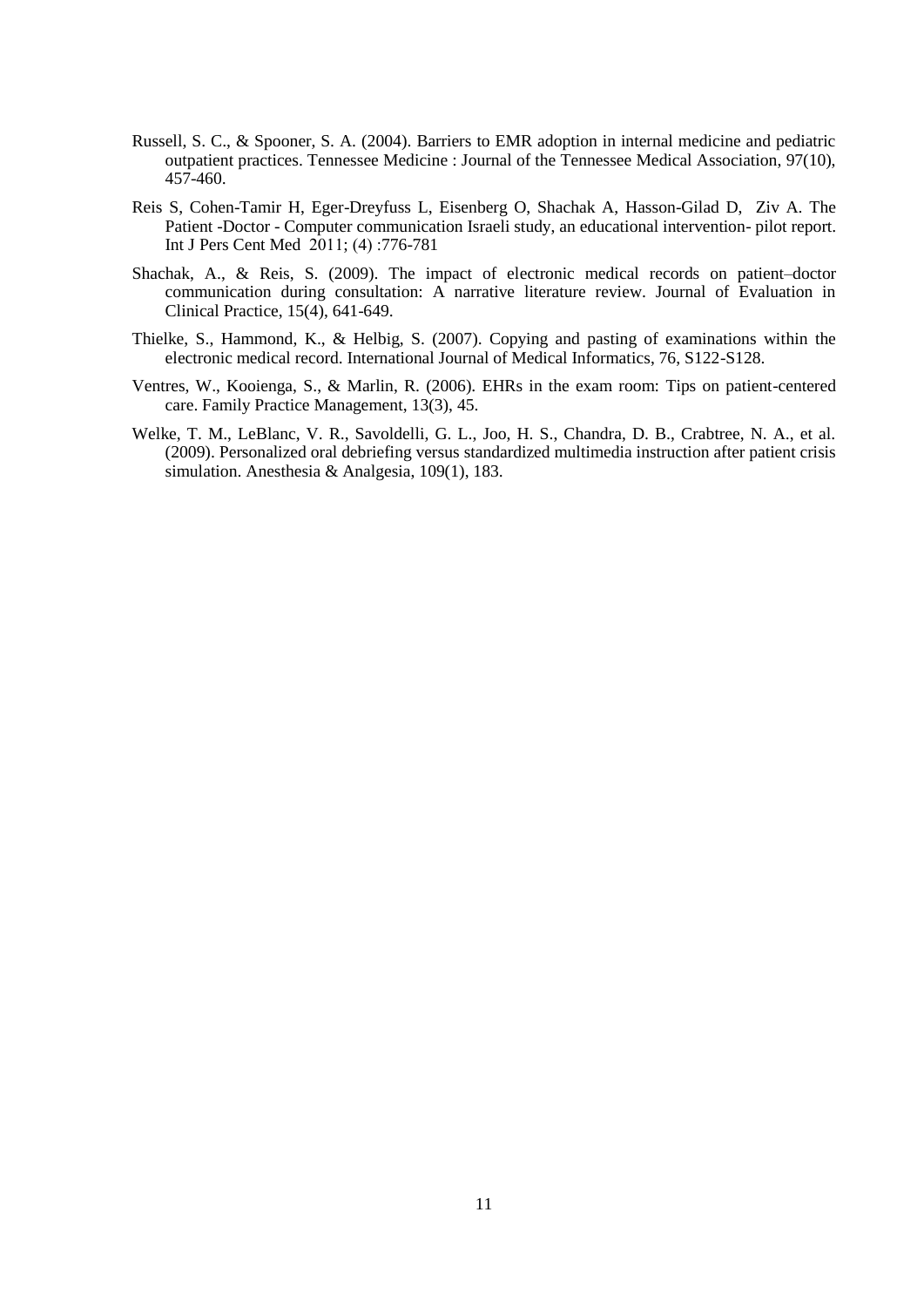Russell, S. C., & Spooner, S. A. (2004). Barriers to EMR adoption in internal medicine and pediatric outpatient practices. Tennessee Medicine : Journal of the Tennessee Medical Association, 97(10), 457-460.

Reis S, Cohen-Tamir H, Eger-Dreyfuss L, Eisenberg O, Shachak A, Hasson-Gilad D, Ziv A. The Patient -Doctor - Computer communication Israeli study, an educational intervention- pilot report. Int J Pers Cent Med 2011; (4) :776-781

Shachak, A., & Reis, S. (2009). The impact of electronic medical records on patient–doctor communication during consultation: A narrative literature review. Journal of Evaluation in Clinical Practice, 15(4), 641-649.

Thielke, S., Hammond, K., & Helbig, S. (2007). Copying and pasting of examinations within the electronic medical record. International Journal of Medical Informatics, 76, S122-S128.

Ventres, W., Kooienga, S., & Marlin, R. (2006). EHRs in the exam room: Tips on patient-centered care. Family Practice Management, 13(3), 45.

Welke, T. M., LeBlanc, V. R., Savoldelli, G. L., Joo, H. S., Chandra, D. B., Crabtree, N. A., et al. (2009). Personalized oral debriefing versus standardized multimedia instruction after patient crisis simulation. Anesthesia & Analgesia, 109(1), 183.